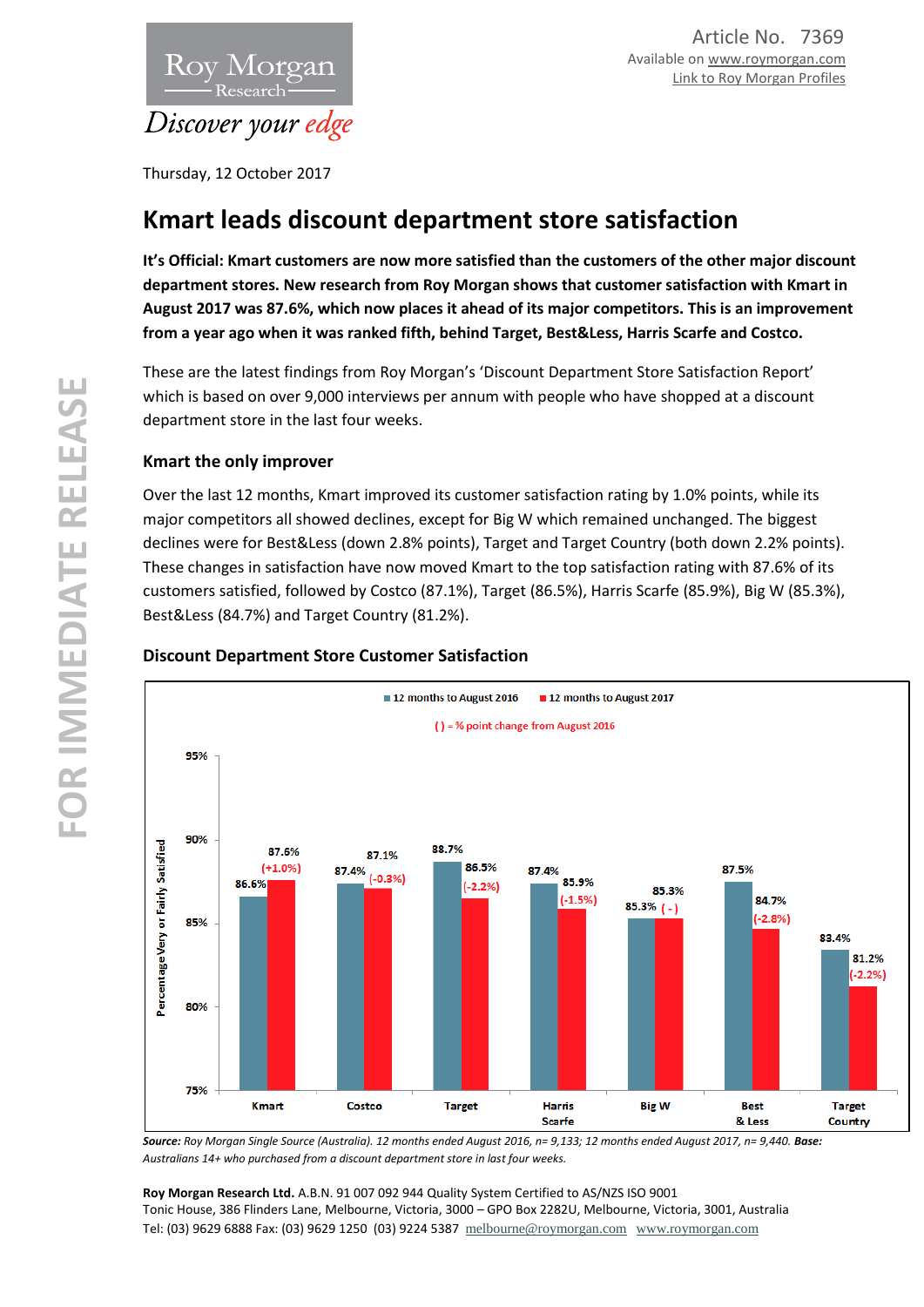Roy Morgan Research

*Discover your edge*

Article No. 7369
Available on www.roymorgan.com
Link to Roy Morgan Profiles

Thursday, 12 October 2017

# Kmart leads discount department store satisfaction

**It's Official: Kmart customers are now more satisfied than the customers of the other major discount department stores. New research from Roy Morgan shows that customer satisfaction with Kmart in August 2017 was 87.6%, which now places it ahead of its major competitors. This is an improvement from a year ago when it was ranked fifth, behind Target, Best&Less, Harris Scarfe and Costco.**

These are the latest findings from Roy Morgan's 'Discount Department Store Satisfaction Report' which is based on over 9,000 interviews per annum with people who have shopped at a discount department store in the last four weeks.

### Kmart the only improver

Over the last 12 months, Kmart improved its customer satisfaction rating by 1.0% points, while its major competitors all showed declines, except for Big W which remained unchanged. The biggest declines were for Best&Less (down 2.8% points), Target and Target Country (both down 2.2% points). These changes in satisfaction have now moved Kmart to the top satisfaction rating with 87.6% of its customers satisfied, followed by Costco (87.1%), Target (86.5%), Harris Scarfe (85.9%), Big W (85.3%), Best&Less (84.7%) and Target Country (81.2%).

### Discount Department Store Customer Satisfaction

Percentage Very or Fairly Satisfied. ( ) = % point change from August 2016

| Store | 12 months to August 2016 | 12 months to August 2017 | Change |
|---|---|---|---|
| Kmart | 86.6% | 87.6% | (+1.0%) |
| Costco | 87.4% | 87.1% | (-0.3%) |
| Target | 88.7% | 86.5% | (-2.2%) |
| Harris Scarfe | 87.4% | 85.9% | (-1.5%) |
| Big W | 85.3% | 85.3% | ( - ) |
| Best & Less | 87.5% | 84.7% | (-2.8%) |
| Target Country | 83.4% | 81.2% | (-2.2%) |

***Source:*** *Roy Morgan Single Source (Australia). 12 months ended August 2016, n= 9,133; 12 months ended August 2017, n= 9,440.* ***Base:*** *Australians 14+ who purchased from a discount department store in last four weeks.*

**Roy Morgan Research Ltd.** A.B.N. 91 007 092 944 Quality System Certified to AS/NZS ISO 9001
Tonic House, 386 Flinders Lane, Melbourne, Victoria, 3000 – GPO Box 2282U, Melbourne, Victoria, 3001, Australia
Tel: (03) 9629 6888 Fax: (03) 9629 1250 (03) 9224 5387 melbourne@roymorgan.com www.roymorgan.com

FOR IMMEDIATE RELEASE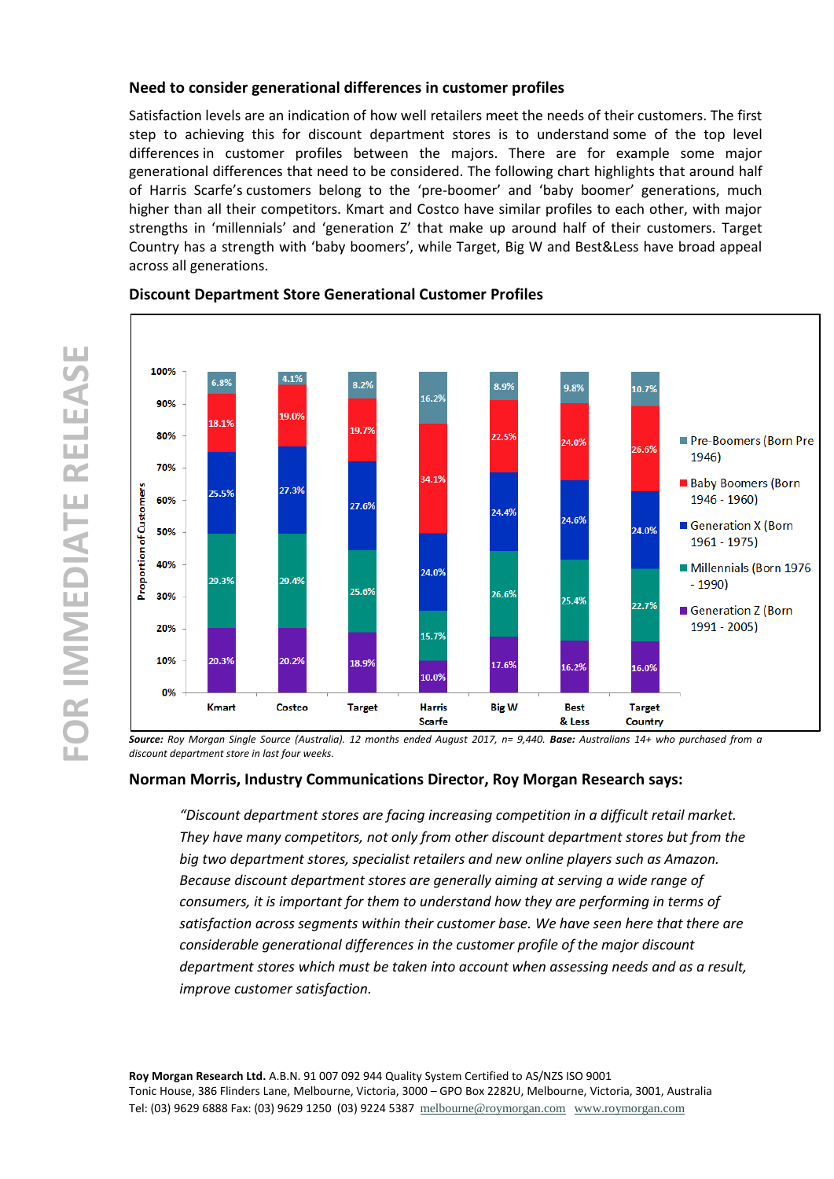## Need to consider generational differences in customer profiles

Satisfaction levels are an indication of how well retailers meet the needs of their customers. The first step to achieving this for discount department stores is to understand some of the top level differences in customer profiles between the majors. There are for example some major generational differences that need to be considered. The following chart highlights that around half of Harris Scarfe's customers belong to the 'pre-boomer' and 'baby boomer' generations, much higher than all their competitors. Kmart and Costco have similar profiles to each other, with major strengths in 'millennials' and 'generation Z' that make up around half of their customers. Target Country has a strength with 'baby boomers', while Target, Big W and Best&Less have broad appeal across all generations.

### Discount Department Store Generational Customer Profiles

| Proportion of Customers | Kmart | Costco | Target | Harris Scarfe | Big W | Best & Less | Target Country |
|---|---|---|---|---|---|---|---|
| Pre-Boomers (Born Pre 1946) | 6.8% | 4.1% | 8.2% | 16.2% | 8.9% | 9.8% | 10.7% |
| Baby Boomers (Born 1946 - 1960) | 18.1% | 19.0% | 19.7% | 34.1% | 22.5% | 24.0% | 26.6% |
| Generation X (Born 1961 - 1975) | 25.5% | 27.3% | 27.6% | 24.0% | 24.4% | 24.6% | 24.0% |
| Millennials (Born 1976 - 1990) | 29.3% | 29.4% | 25.6% | 15.7% | 26.6% | 25.4% | 22.7% |
| Generation Z (Born 1991 - 2005) | 20.3% | 20.2% | 18.9% | 10.0% | 17.6% | 16.2% | 16.0% |

*__Source:__ Roy Morgan Single Source (Australia). 12 months ended August 2017, n= 9,440. __Base:__ Australians 14+ who purchased from a discount department store in last four weeks.*

## Norman Morris, Industry Communications Director, Roy Morgan Research says:

*"Discount department stores are facing increasing competition in a difficult retail market. They have many competitors, not only from other discount department stores but from the big two department stores, specialist retailers and new online players such as Amazon. Because discount department stores are generally aiming at serving a wide range of consumers, it is important for them to understand how they are performing in terms of satisfaction across segments within their customer base. We have seen here that there are considerable generational differences in the customer profile of the major discount department stores which must be taken into account when assessing needs and as a result, improve customer satisfaction.*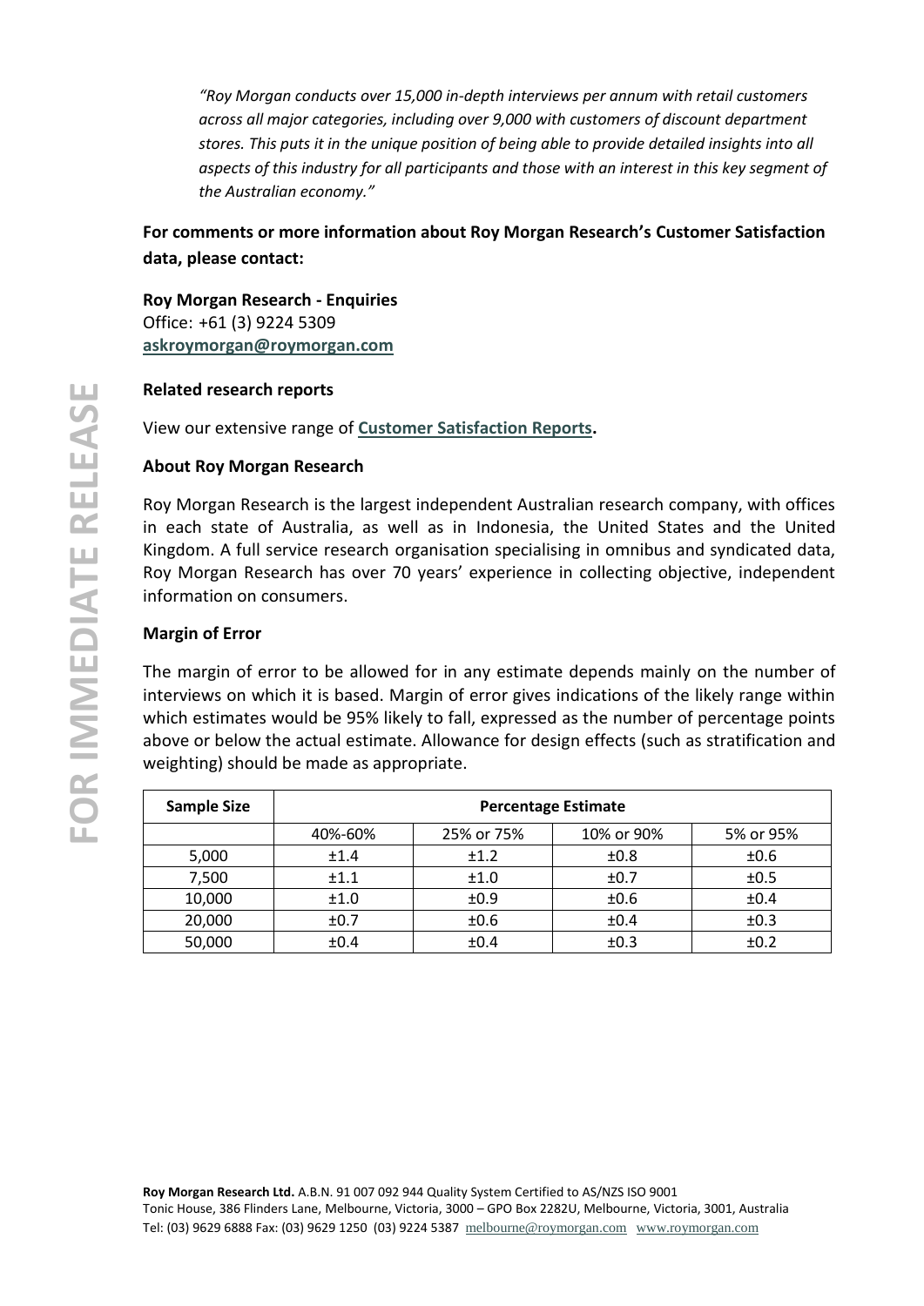*"Roy Morgan conducts over 15,000 in-depth interviews per annum with retail customers across all major categories, including over 9,000 with customers of discount department stores. This puts it in the unique position of being able to provide detailed insights into all aspects of this industry for all participants and those with an interest in this key segment of the Australian economy."*

**For comments or more information about Roy Morgan Research's Customer Satisfaction data, please contact:**

**Roy Morgan Research - Enquiries**
Office: +61 (3) 9224 5309
**askroymorgan@roymorgan.com**

**Related research reports**

View our extensive range of **Customer Satisfaction Reports.**

**About Roy Morgan Research**

Roy Morgan Research is the largest independent Australian research company, with offices in each state of Australia, as well as in Indonesia, the United States and the United Kingdom. A full service research organisation specialising in omnibus and syndicated data, Roy Morgan Research has over 70 years' experience in collecting objective, independent information on consumers.

**Margin of Error**

The margin of error to be allowed for in any estimate depends mainly on the number of interviews on which it is based. Margin of error gives indications of the likely range within which estimates would be 95% likely to fall, expressed as the number of percentage points above or below the actual estimate. Allowance for design effects (such as stratification and weighting) should be made as appropriate.

| Sample Size | Percentage Estimate | | | |
|---|---|---|---|---|
| | 40%-60% | 25% or 75% | 10% or 90% | 5% or 95% |
| 5,000 | ±1.4 | ±1.2 | ±0.8 | ±0.6 |
| 7,500 | ±1.1 | ±1.0 | ±0.7 | ±0.5 |
| 10,000 | ±1.0 | ±0.9 | ±0.6 | ±0.4 |
| 20,000 | ±0.7 | ±0.6 | ±0.4 | ±0.3 |
| 50,000 | ±0.4 | ±0.4 | ±0.3 | ±0.2 |

**Roy Morgan Research Ltd.** A.B.N. 91 007 092 944 Quality System Certified to AS/NZS ISO 9001
Tonic House, 386 Flinders Lane, Melbourne, Victoria, 3000 – GPO Box 2282U, Melbourne, Victoria, 3001, Australia
Tel: (03) 9629 6888 Fax: (03) 9629 1250 (03) 9224 5387 melbourne@roymorgan.com www.roymorgan.com